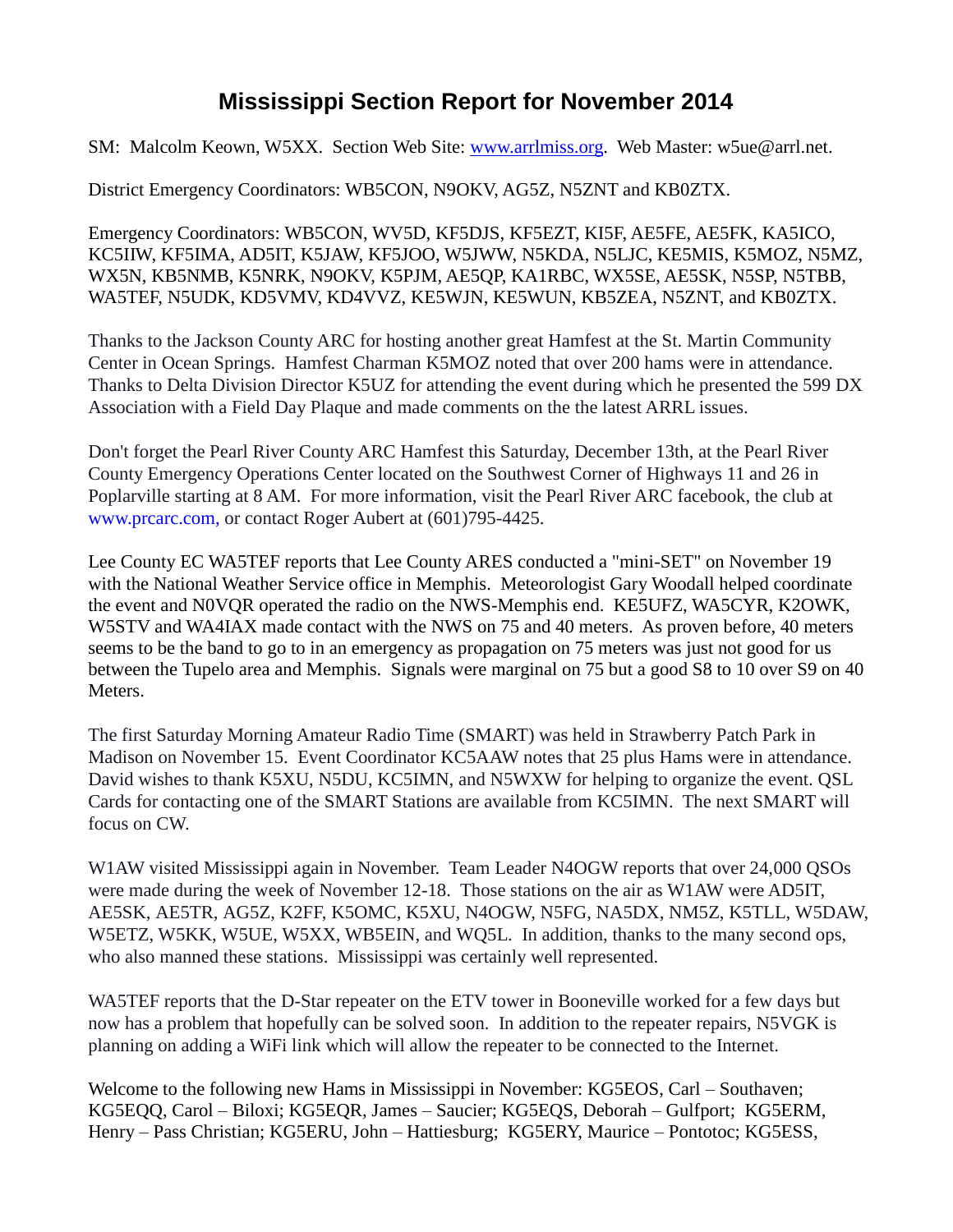# Mississippi Section Report for November 2014

SM: Malcolm Keown, W5XX. Section Web Site: www.arrlmiss.org. Web Master: w5ue@arrl.net.

District Emergency Coordinators: WB5CON, N9OKV, AG5Z, N5ZNT and KB0ZTX.

Emergency Coordinators: WB5CON, WV5D, KF5DJS, KF5EZT, KI5F, AE5FE, AE5FK, KA5ICO, KC5IIW, KF5IMA, AD5IT, K5JAW, KF5JOO, W5JWW, N5KDA, N5LJC, KE5MIS, K5MOZ, N5MZ, WX5N, KB5NMB, K5NRK, N9OKV, K5PJM, AE5QP, KA1RBC, WX5SE, AE5SK, N5SP, N5TBB, WA5TEF, N5UDK, KD5VMV, KD4VVZ, KE5WJN, KE5WUN, KB5ZEA, N5ZNT, and KB0ZTX.

Thanks to the Jackson County ARC for hosting another great Hamfest at the St. Martin Community Center in Ocean Springs. Hamfest Charman K5MOZ noted that over 200 hams were in attendance. Thanks to Delta Division Director K5UZ for attending the event during which he presented the 599 DX Association with a Field Day Plaque and made comments on the the latest ARRL issues.

Don't forget the Pearl River County ARC Hamfest this Saturday, December 13th, at the Pearl River County Emergency Operations Center located on the Southwest Corner of Highways 11 and 26 in Poplarville starting at 8 AM. For more information, visit the Pearl River ARC facebook, the club at www.prcarc.com, or contact Roger Aubert at (601)795-4425.

Lee County EC WA5TEF reports that Lee County ARES conducted a "mini-SET" on November 19 with the National Weather Service office in Memphis. Meteorologist Gary Woodall helped coordinate the event and N0VQR operated the radio on the NWS-Memphis end. KE5UFZ, WA5CYR, K2OWK, W5STV and WA4IAX made contact with the NWS on 75 and 40 meters. As proven before, 40 meters seems to be the band to go to in an emergency as propagation on 75 meters was just not good for us between the Tupelo area and Memphis. Signals were marginal on 75 but a good S8 to 10 over S9 on 40 Meters.

The first Saturday Morning Amateur Radio Time (SMART) was held in Strawberry Patch Park in Madison on November 15. Event Coordinator KC5AAW notes that 25 plus Hams were in attendance. David wishes to thank K5XU, N5DU, KC5IMN, and N5WXW for helping to organize the event. QSL Cards for contacting one of the SMART Stations are available from KC5IMN. The next SMART will focus on CW.

W1AW visited Mississippi again in November. Team Leader N4OGW reports that over 24,000 QSOs were made during the week of November 12-18. Those stations on the air as W1AW were AD5IT, AE5SK, AE5TR, AG5Z, K2FF, K5OMC, K5XU, N4OGW, N5FG, NA5DX, NM5Z, K5TLL, W5DAW, W5ETZ, W5KK, W5UE, W5XX, WB5EIN, and WQ5L. In addition, thanks to the many second ops, who also manned these stations. Mississippi was certainly well represented.

WA5TEF reports that the D-Star repeater on the ETV tower in Booneville worked for a few days but now has a problem that hopefully can be solved soon. In addition to the repeater repairs, N5VGK is planning on adding a WiFi link which will allow the repeater to be connected to the Internet.

Welcome to the following new Hams in Mississippi in November: KG5EOS, Carl – Southaven; KG5EQQ, Carol – Biloxi; KG5EQR, James – Saucier; KG5EQS, Deborah – Gulfport; KG5ERM, Henry – Pass Christian; KG5ERU, John – Hattiesburg; KG5ERY, Maurice – Pontotoc; KG5ESS,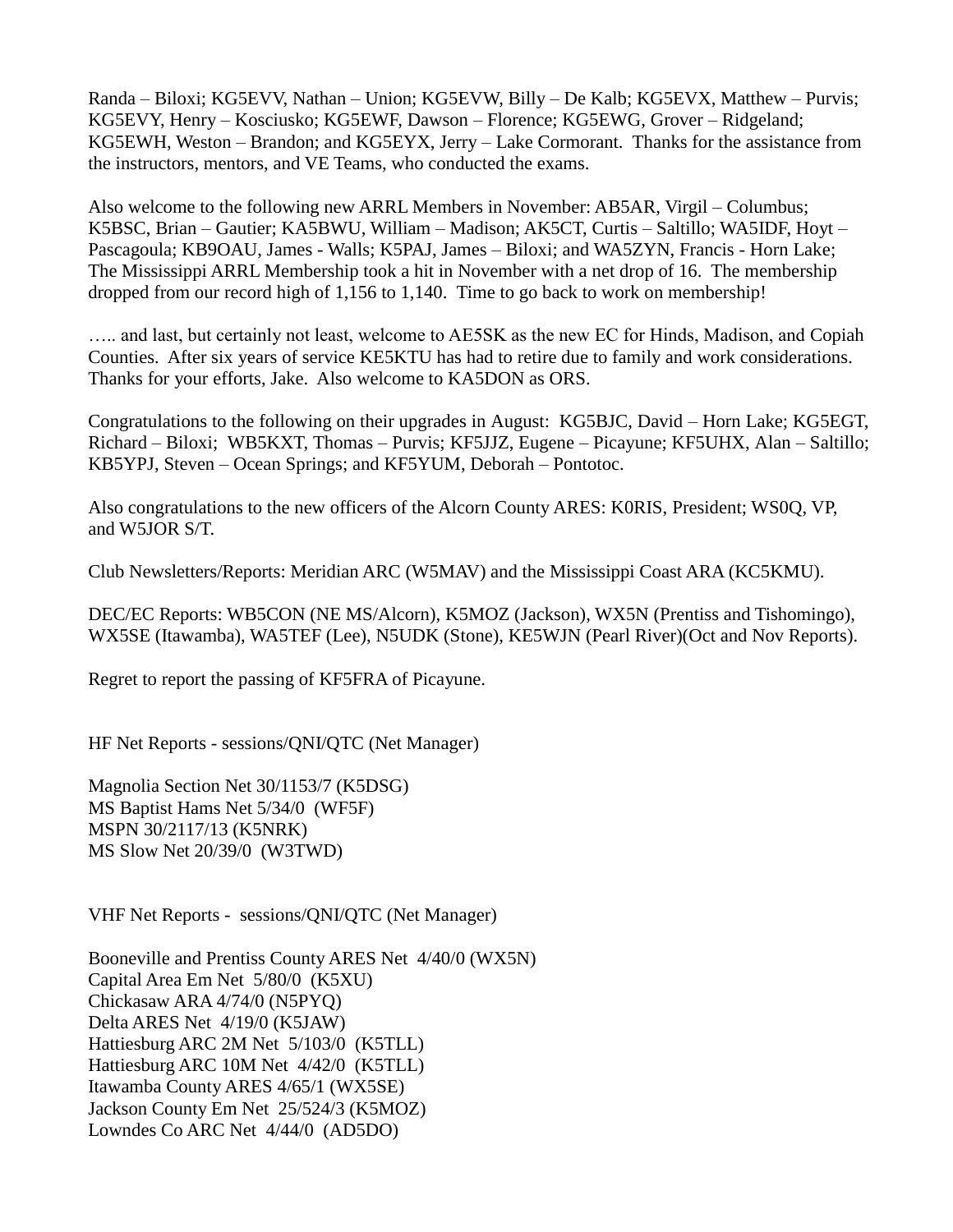Randa – Biloxi; KG5EVV, Nathan – Union; KG5EVW, Billy – De Kalb; KG5EVX, Matthew – Purvis; KG5EVY, Henry – Kosciusko; KG5EWF, Dawson – Florence; KG5EWG, Grover – Ridgeland; KG5EWH, Weston – Brandon; and KG5EYX, Jerry – Lake Cormorant. Thanks for the assistance from the instructors, mentors, and VE Teams, who conducted the exams.

Also welcome to the following new ARRL Members in November: AB5AR, Virgil – Columbus; K5BSC, Brian – Gautier; KA5BWU, William – Madison; AK5CT, Curtis – Saltillo; WA5IDF, Hoyt – Pascagoula; KB9OAU, James - Walls; K5PAJ, James – Biloxi; and WA5ZYN, Francis - Horn Lake; The Mississippi ARRL Membership took a hit in November with a net drop of 16. The membership dropped from our record high of 1,156 to 1,140. Time to go back to work on membership!

….. and last, but certainly not least, welcome to AE5SK as the new EC for Hinds, Madison, and Copiah Counties. After six years of service KE5KTU has had to retire due to family and work considerations. Thanks for your efforts, Jake. Also welcome to KA5DON as ORS.

Congratulations to the following on their upgrades in August: KG5BJC, David – Horn Lake; KG5EGT, Richard – Biloxi; WB5KXT, Thomas – Purvis; KF5JJZ, Eugene – Picayune; KF5UHX, Alan – Saltillo; KB5YPJ, Steven – Ocean Springs; and KF5YUM, Deborah – Pontotoc.

Also congratulations to the new officers of the Alcorn County ARES: K0RIS, President; WS0Q, VP, and W5JOR S/T.

Club Newsletters/Reports: Meridian ARC (W5MAV) and the Mississippi Coast ARA (KC5KMU).

DEC/EC Reports: WB5CON (NE MS/Alcorn), K5MOZ (Jackson), WX5N (Prentiss and Tishomingo), WX5SE (Itawamba), WA5TEF (Lee), N5UDK (Stone), KE5WJN (Pearl River)(Oct and Nov Reports).

Regret to report the passing of KF5FRA of Picayune.

HF Net Reports - sessions/QNI/QTC (Net Manager)

Magnolia Section Net 30/1153/7 (K5DSG)
MS Baptist Hams Net 5/34/0 (WF5F)
MSPN 30/2117/13 (K5NRK)
MS Slow Net 20/39/0 (W3TWD)

VHF Net Reports - sessions/QNI/QTC (Net Manager)

Booneville and Prentiss County ARES Net 4/40/0 (WX5N)
Capital Area Em Net 5/80/0 (K5XU)
Chickasaw ARA 4/74/0 (N5PYQ)
Delta ARES Net 4/19/0 (K5JAW)
Hattiesburg ARC 2M Net 5/103/0 (K5TLL)
Hattiesburg ARC 10M Net 4/42/0 (K5TLL)
Itawamba County ARES 4/65/1 (WX5SE)
Jackson County Em Net 25/524/3 (K5MOZ)
Lowndes Co ARC Net 4/44/0 (AD5DO)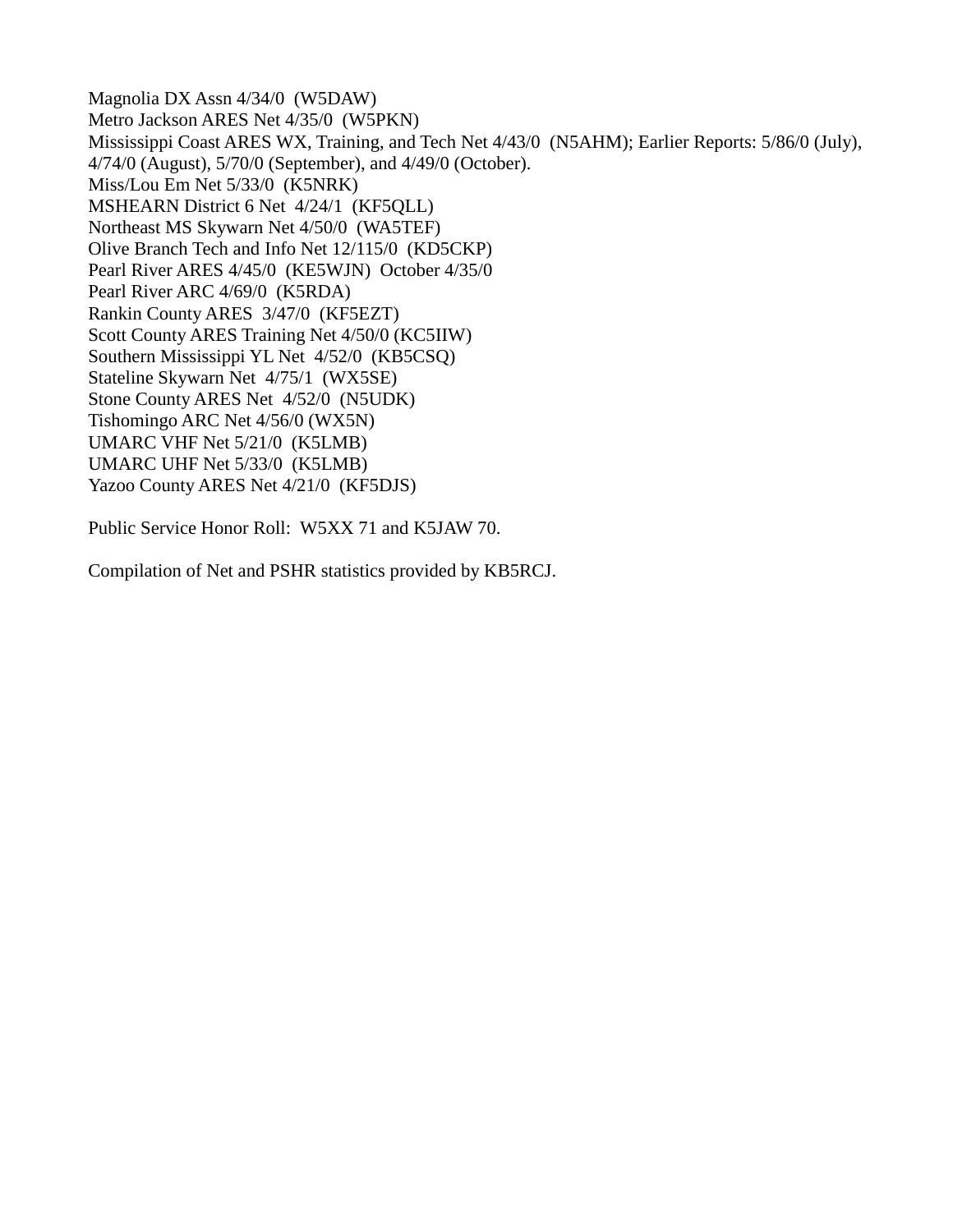Magnolia DX Assn 4/34/0  (W5DAW)
Metro Jackson ARES Net 4/35/0  (W5PKN)
Mississippi Coast ARES WX, Training, and Tech Net 4/43/0  (N5AHM); Earlier Reports: 5/86/0 (July), 4/74/0 (August), 5/70/0 (September), and 4/49/0 (October).
Miss/Lou Em Net 5/33/0  (K5NRK)
MSHEARN District 6 Net  4/24/1  (KF5QLL)
Northeast MS Skywarn Net 4/50/0  (WA5TEF)
Olive Branch Tech and Info Net 12/115/0  (KD5CKP)
Pearl River ARES 4/45/0  (KE5WJN)  October 4/35/0
Pearl River ARC 4/69/0  (K5RDA)
Rankin County ARES  3/47/0  (KF5EZT)
Scott County ARES Training Net 4/50/0 (KC5IIW)
Southern Mississippi YL Net  4/52/0  (KB5CSQ)
Stateline Skywarn Net  4/75/1  (WX5SE)
Stone County ARES Net  4/52/0  (N5UDK)
Tishomingo ARC Net 4/56/0 (WX5N)
UMARC VHF Net 5/21/0  (K5LMB)
UMARC UHF Net 5/33/0  (K5LMB)
Yazoo County ARES Net 4/21/0  (KF5DJS)

Public Service Honor Roll:  W5XX 71 and K5JAW 70.

Compilation of Net and PSHR statistics provided by KB5RCJ.